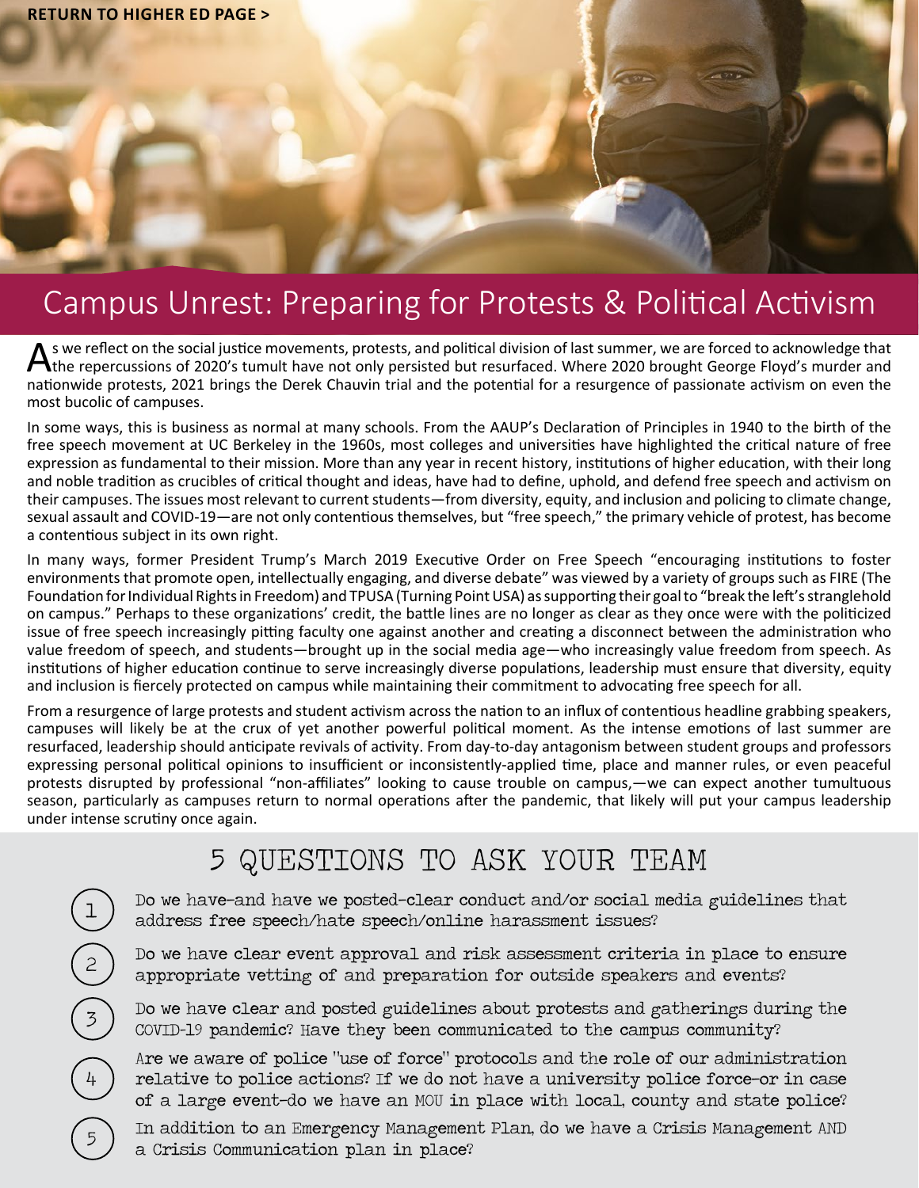RETURN TO HIGHER ED PAGE >

# Campus Unrest: Preparing for Protests & Political Activism

As we reflect on the social justice movements, protests, and political division of last summer, we are forced to acknowledge that the repercussions of 2020's tumult have not only persisted but resurfaced. Where 2020 brought George Floyd's murder and nationwide protests, 2021 brings the Derek Chauvin trial and the potential for a resurgence of passionate activism on even the most bucolic of campuses.

In some ways, this is business as normal at many schools. From the AAUP's Declaration of Principles in 1940 to the birth of the free speech movement at UC Berkeley in the 1960s, most colleges and universities have highlighted the critical nature of free expression as fundamental to their mission. More than any year in recent history, institutions of higher education, with their long and noble tradition as crucibles of critical thought and ideas, have had to define, uphold, and defend free speech and activism on their campuses. The issues most relevant to current students—from diversity, equity, and inclusion and policing to climate change, sexual assault and COVID-19—are not only contentious themselves, but "free speech," the primary vehicle of protest, has become a contentious subject in its own right.

In many ways, former President Trump's March 2019 Executive Order on Free Speech "encouraging institutions to foster environments that promote open, intellectually engaging, and diverse debate" was viewed by a variety of groups such as FIRE (The Foundation for Individual Rights in Freedom) and TPUSA (Turning Point USA) as supporting their goal to "break the left's stranglehold on campus." Perhaps to these organizations' credit, the battle lines are no longer as clear as they once were with the politicized issue of free speech increasingly pitting faculty one against another and creating a disconnect between the administration who value freedom of speech, and students—brought up in the social media age—who increasingly value freedom from speech. As institutions of higher education continue to serve increasingly diverse populations, leadership must ensure that diversity, equity and inclusion is fiercely protected on campus while maintaining their commitment to advocating free speech for all.

From a resurgence of large protests and student activism across the nation to an influx of contentious headline grabbing speakers, campuses will likely be at the crux of yet another powerful political moment. As the intense emotions of last summer are resurfaced, leadership should anticipate revivals of activity. From day-to-day antagonism between student groups and professors expressing personal political opinions to insufficient or inconsistently-applied time, place and manner rules, or even peaceful protests disrupted by professional "non-affiliates" looking to cause trouble on campus,—we can expect another tumultuous season, particularly as campuses return to normal operations after the pandemic, that likely will put your campus leadership under intense scrutiny once again.

## 5 QUESTIONS TO ASK YOUR TEAM

1. Do we have–and have we posted–clear conduct and/or social media guidelines that address free speech/hate speech/online harassment issues?
2. Do we have clear event approval and risk assessment criteria in place to ensure appropriate vetting of and preparation for outside speakers and events?
3. Do we have clear and posted guidelines about protests and gatherings during the COVID-19 pandemic? Have they been communicated to the campus community?
4. Are we aware of police "use of force" protocols and the role of our administration relative to police actions? If we do not have a university police force–or in case of a large event–do we have an MOU in place with local, county and state police?
5. In addition to an Emergency Management Plan, do we have a Crisis Management AND a Crisis Communication plan in place?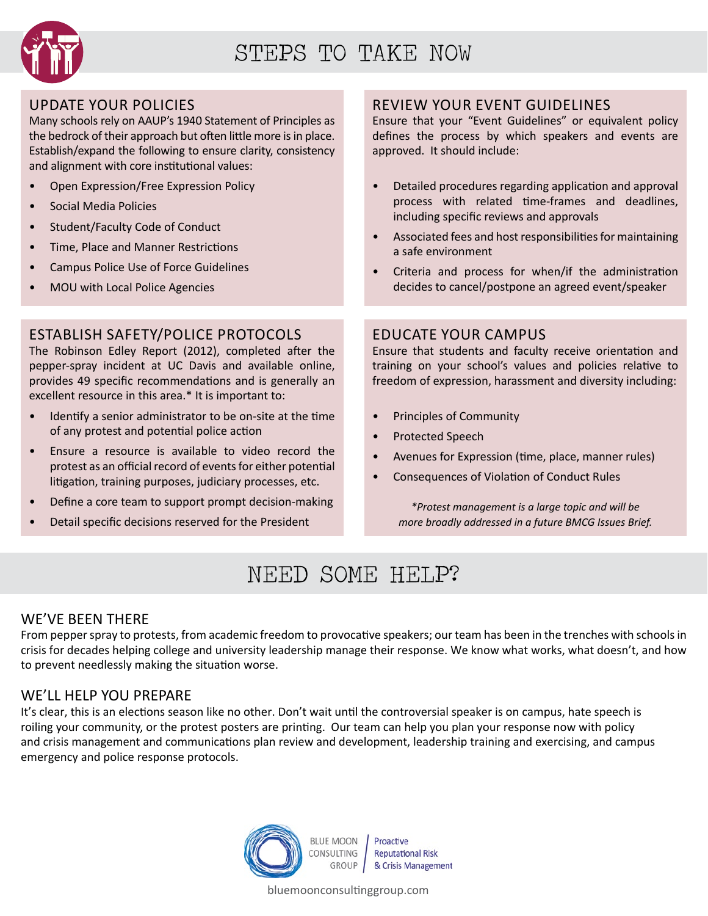# STEPS TO TAKE NOW

## UPDATE YOUR POLICIES

Many schools rely on AAUP's 1940 Statement of Principles as the bedrock of their approach but often little more is in place. Establish/expand the following to ensure clarity, consistency and alignment with core institutional values:

- Open Expression/Free Expression Policy
- Social Media Policies
- Student/Faculty Code of Conduct
- Time, Place and Manner Restrictions
- Campus Police Use of Force Guidelines
- MOU with Local Police Agencies

## ESTABLISH SAFETY/POLICE PROTOCOLS

The Robinson Edley Report (2012), completed after the pepper-spray incident at UC Davis and available online, provides 49 specific recommendations and is generally an excellent resource in this area.* It is important to:

- Identify a senior administrator to be on-site at the time of any protest and potential police action
- Ensure a resource is available to video record the protest as an official record of events for either potential litigation, training purposes, judiciary processes, etc.
- Define a core team to support prompt decision-making
- Detail specific decisions reserved for the President

## REVIEW YOUR EVENT GUIDELINES

Ensure that your "Event Guidelines" or equivalent policy defines the process by which speakers and events are approved. It should include:

- Detailed procedures regarding application and approval process with related time-frames and deadlines, including specific reviews and approvals
- Associated fees and host responsibilities for maintaining a safe environment
- Criteria and process for when/if the administration decides to cancel/postpone an agreed event/speaker

## EDUCATE YOUR CAMPUS

Ensure that students and faculty receive orientation and training on your school's values and policies relative to freedom of expression, harassment and diversity including:

- Principles of Community
- Protected Speech
- Avenues for Expression (time, place, manner rules)
- Consequences of Violation of Conduct Rules

*\*Protest management is a large topic and will be more broadly addressed in a future BMCG Issues Brief.*

# NEED SOME HELP?

## WE'VE BEEN THERE

From pepper spray to protests, from academic freedom to provocative speakers; our team has been in the trenches with schools in crisis for decades helping college and university leadership manage their response. We know what works, what doesn't, and how to prevent needlessly making the situation worse.

## WE'LL HELP YOU PREPARE

It's clear, this is an elections season like no other. Don't wait until the controversial speaker is on campus, hate speech is roiling your community, or the protest posters are printing. Our team can help you plan your response now with policy and crisis management and communications plan review and development, leadership training and exercising, and campus emergency and police response protocols.

BLUE MOON CONSULTING GROUP | Proactive Reputational Risk & Crisis Management

bluemoonconsultinggroup.com